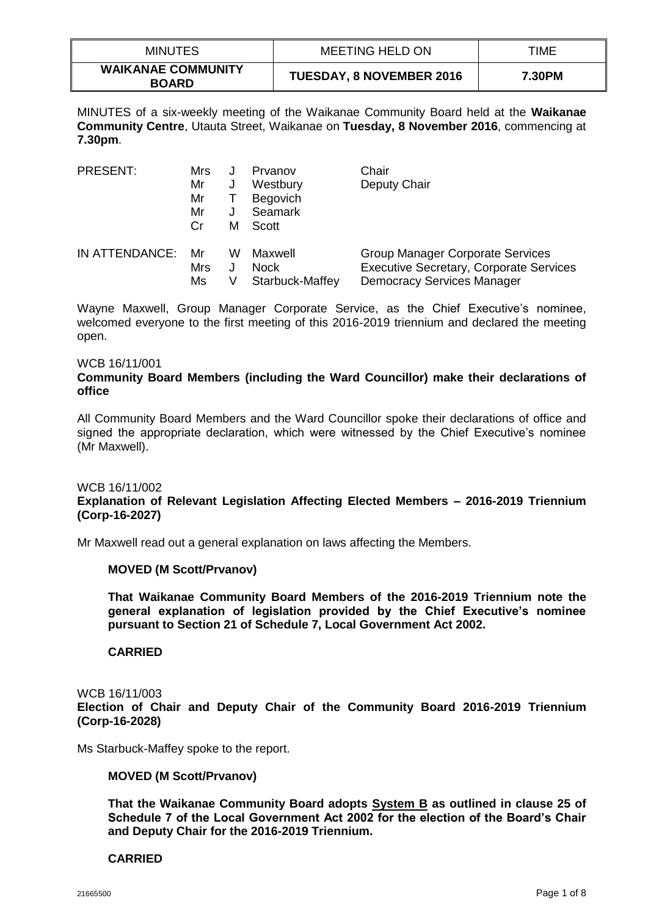| MINUTES | MEETING HELD ON | TIME |
| --- | --- | --- |
| **WAIKANAE COMMUNITY BOARD** | **TUESDAY, 8 NOVEMBER 2016** | **7.30PM** |

MINUTES of a six-weekly meeting of the Waikanae Community Board held at the **Waikanae Community Centre**, Utauta Street, Waikanae on **Tuesday, 8 November 2016**, commencing at **7.30pm**.

| | | | | |
| --- | --- | --- | --- | --- |
| PRESENT: | Mrs | J | Prvanov | Chair |
| | Mr | J | Westbury | Deputy Chair |
| | Mr | T | Begovich | |
| | Mr | J | Seamark | |
| | Cr | M | Scott | |
| IN ATTENDANCE: | Mr | W | Maxwell | Group Manager Corporate Services |
| | Mrs | J | Nock | Executive Secretary, Corporate Services |
| | Ms | V | Starbuck-Maffey | Democracy Services Manager |

Wayne Maxwell, Group Manager Corporate Service, as the Chief Executive's nominee, welcomed everyone to the first meeting of this 2016-2019 triennium and declared the meeting open.

WCB 16/11/001
**Community Board Members (including the Ward Councillor) make their declarations of office**

All Community Board Members and the Ward Councillor spoke their declarations of office and signed the appropriate declaration, which were witnessed by the Chief Executive's nominee (Mr Maxwell).

WCB 16/11/002
**Explanation of Relevant Legislation Affecting Elected Members – 2016-2019 Triennium (Corp-16-2027)**

Mr Maxwell read out a general explanation on laws affecting the Members.

**MOVED (M Scott/Prvanov)**

**That Waikanae Community Board Members of the 2016-2019 Triennium note the general explanation of legislation provided by the Chief Executive's nominee pursuant to Section 21 of Schedule 7, Local Government Act 2002.**

**CARRIED**

WCB 16/11/003
**Election of Chair and Deputy Chair of the Community Board 2016-2019 Triennium (Corp-16-2028)**

Ms Starbuck-Maffey spoke to the report.

**MOVED (M Scott/Prvanov)**

**That the Waikanae Community Board adopts System B as outlined in clause 25 of Schedule 7 of the Local Government Act 2002 for the election of the Board's Chair and Deputy Chair for the 2016-2019 Triennium.**

**CARRIED**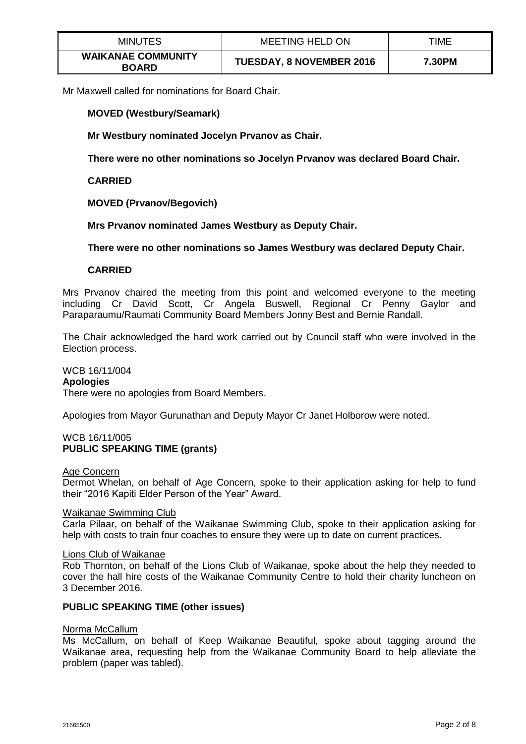Mr Maxwell called for nominations for Board Chair.

**MOVED (Westbury/Seamark)**

**Mr Westbury nominated Jocelyn Prvanov as Chair.**

**There were no other nominations so Jocelyn Prvanov was declared Board Chair.**

**CARRIED**

**MOVED (Prvanov/Begovich)**

**Mrs Prvanov nominated James Westbury as Deputy Chair.**

**There were no other nominations so James Westbury was declared Deputy Chair.**

**CARRIED**

Mrs Prvanov chaired the meeting from this point and welcomed everyone to the meeting including Cr David Scott, Cr Angela Buswell, Regional Cr Penny Gaylor and Paraparaumu/Raumati Community Board Members Jonny Best and Bernie Randall.

The Chair acknowledged the hard work carried out by Council staff who were involved in the Election process.

WCB 16/11/004
**Apologies**
There were no apologies from Board Members.

Apologies from Mayor Gurunathan and Deputy Mayor Cr Janet Holborow were noted.

WCB 16/11/005
**PUBLIC SPEAKING TIME (grants)**

Age Concern
Dermot Whelan, on behalf of Age Concern, spoke to their application asking for help to fund their "2016 Kapiti Elder Person of the Year" Award.

Waikanae Swimming Club
Carla Pilaar, on behalf of the Waikanae Swimming Club, spoke to their application asking for help with costs to train four coaches to ensure they were up to date on current practices.

Lions Club of Waikanae
Rob Thornton, on behalf of the Lions Club of Waikanae, spoke about the help they needed to cover the hall hire costs of the Waikanae Community Centre to hold their charity luncheon on 3 December 2016.

**PUBLIC SPEAKING TIME (other issues)**

Norma McCallum
Ms McCallum, on behalf of Keep Waikanae Beautiful, spoke about tagging around the Waikanae area, requesting help from the Waikanae Community Board to help alleviate the problem (paper was tabled).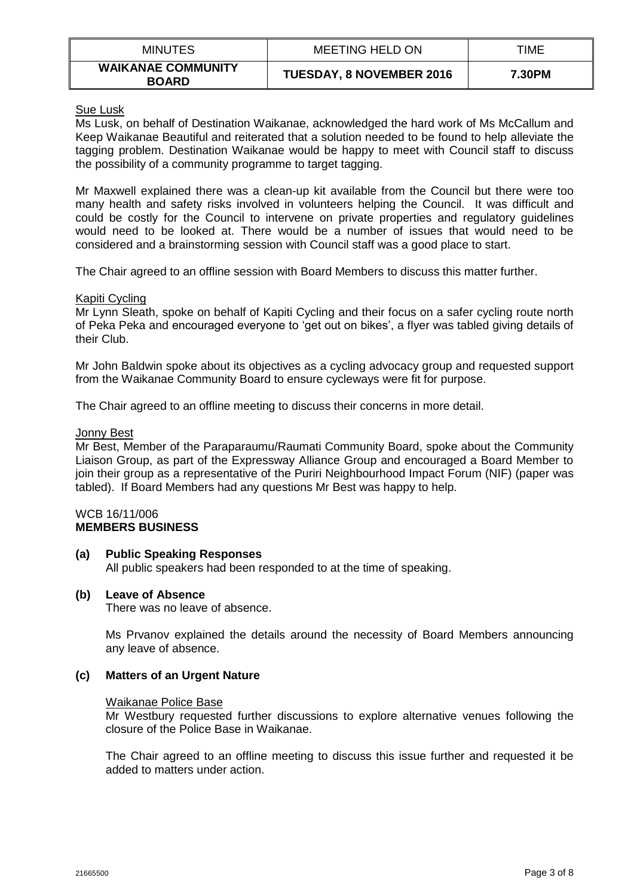Sue Lusk

Ms Lusk, on behalf of Destination Waikanae, acknowledged the hard work of Ms McCallum and Keep Waikanae Beautiful and reiterated that a solution needed to be found to help alleviate the tagging problem. Destination Waikanae would be happy to meet with Council staff to discuss the possibility of a community programme to target tagging.

Mr Maxwell explained there was a clean-up kit available from the Council but there were too many health and safety risks involved in volunteers helping the Council. It was difficult and could be costly for the Council to intervene on private properties and regulatory guidelines would need to be looked at. There would be a number of issues that would need to be considered and a brainstorming session with Council staff was a good place to start.

The Chair agreed to an offline session with Board Members to discuss this matter further.

Kapiti Cycling

Mr Lynn Sleath, spoke on behalf of Kapiti Cycling and their focus on a safer cycling route north of Peka Peka and encouraged everyone to 'get out on bikes', a flyer was tabled giving details of their Club.

Mr John Baldwin spoke about its objectives as a cycling advocacy group and requested support from the Waikanae Community Board to ensure cycleways were fit for purpose.

The Chair agreed to an offline meeting to discuss their concerns in more detail.

Jonny Best

Mr Best, Member of the Paraparaumu/Raumati Community Board, spoke about the Community Liaison Group, as part of the Expressway Alliance Group and encouraged a Board Member to join their group as a representative of the Puriri Neighbourhood Impact Forum (NIF) (paper was tabled). If Board Members had any questions Mr Best was happy to help.

WCB 16/11/006
**MEMBERS BUSINESS**

**(a) Public Speaking Responses**

All public speakers had been responded to at the time of speaking.

**(b) Leave of Absence**

There was no leave of absence.

Ms Prvanov explained the details around the necessity of Board Members announcing any leave of absence.

**(c) Matters of an Urgent Nature**

Waikanae Police Base

Mr Westbury requested further discussions to explore alternative venues following the closure of the Police Base in Waikanae.

The Chair agreed to an offline meeting to discuss this issue further and requested it be added to matters under action.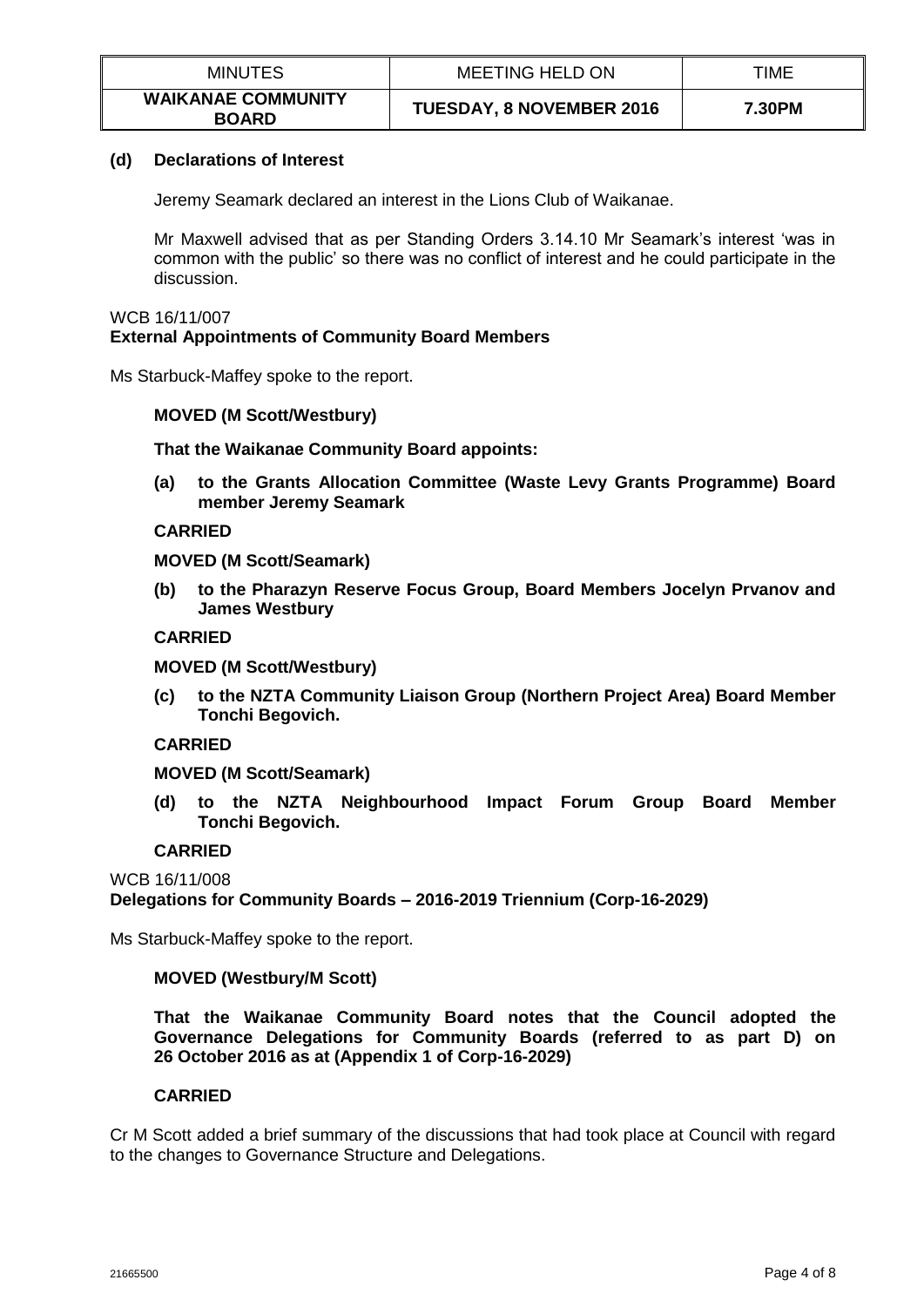### (d) Declarations of Interest

Jeremy Seamark declared an interest in the Lions Club of Waikanae.

Mr Maxwell advised that as per Standing Orders 3.14.10 Mr Seamark's interest 'was in common with the public' so there was no conflict of interest and he could participate in the discussion.

WCB 16/11/007
**External Appointments of Community Board Members**

Ms Starbuck-Maffey spoke to the report.

**MOVED (M Scott/Westbury)**

**That the Waikanae Community Board appoints:**

**(a) to the Grants Allocation Committee (Waste Levy Grants Programme) Board member Jeremy Seamark**

**CARRIED**

**MOVED (M Scott/Seamark)**

**(b) to the Pharazyn Reserve Focus Group, Board Members Jocelyn Prvanov and James Westbury**

**CARRIED**

**MOVED (M Scott/Westbury)**

**(c) to the NZTA Community Liaison Group (Northern Project Area) Board Member Tonchi Begovich.**

**CARRIED**

**MOVED (M Scott/Seamark)**

**(d) to the NZTA Neighbourhood Impact Forum Group Board Member Tonchi Begovich.**

**CARRIED**

WCB 16/11/008
**Delegations for Community Boards – 2016-2019 Triennium (Corp-16-2029)**

Ms Starbuck-Maffey spoke to the report.

**MOVED (Westbury/M Scott)**

**That the Waikanae Community Board notes that the Council adopted the Governance Delegations for Community Boards (referred to as part D) on 26 October 2016 as at (Appendix 1 of Corp-16-2029)**

**CARRIED**

Cr M Scott added a brief summary of the discussions that had took place at Council with regard to the changes to Governance Structure and Delegations.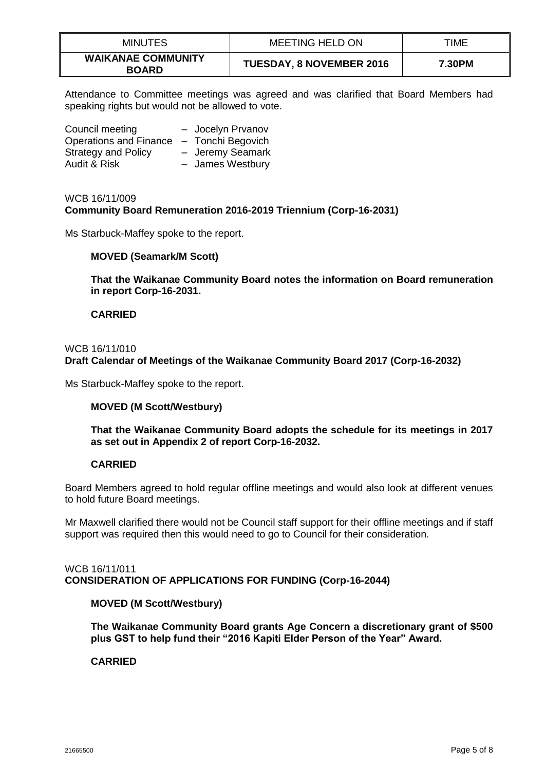Attendance to Committee meetings was agreed and was clarified that Board Members had speaking rights but would not be allowed to vote.

Council meeting – Jocelyn Prvanov
Operations and Finance – Tonchi Begovich
Strategy and Policy – Jeremy Seamark
Audit & Risk – James Westbury

WCB 16/11/009
**Community Board Remuneration 2016-2019 Triennium (Corp-16-2031)**

Ms Starbuck-Maffey spoke to the report.

**MOVED (Seamark/M Scott)**

**That the Waikanae Community Board notes the information on Board remuneration in report Corp-16-2031.**

**CARRIED**

WCB 16/11/010
**Draft Calendar of Meetings of the Waikanae Community Board 2017 (Corp-16-2032)**

Ms Starbuck-Maffey spoke to the report.

**MOVED (M Scott/Westbury)**

**That the Waikanae Community Board adopts the schedule for its meetings in 2017 as set out in Appendix 2 of report Corp-16-2032.**

**CARRIED**

Board Members agreed to hold regular offline meetings and would also look at different venues to hold future Board meetings.

Mr Maxwell clarified there would not be Council staff support for their offline meetings and if staff support was required then this would need to go to Council for their consideration.

WCB 16/11/011
**CONSIDERATION OF APPLICATIONS FOR FUNDING (Corp-16-2044)**

**MOVED (M Scott/Westbury)**

**The Waikanae Community Board grants Age Concern a discretionary grant of $500 plus GST to help fund their "2016 Kapiti Elder Person of the Year" Award.**

**CARRIED**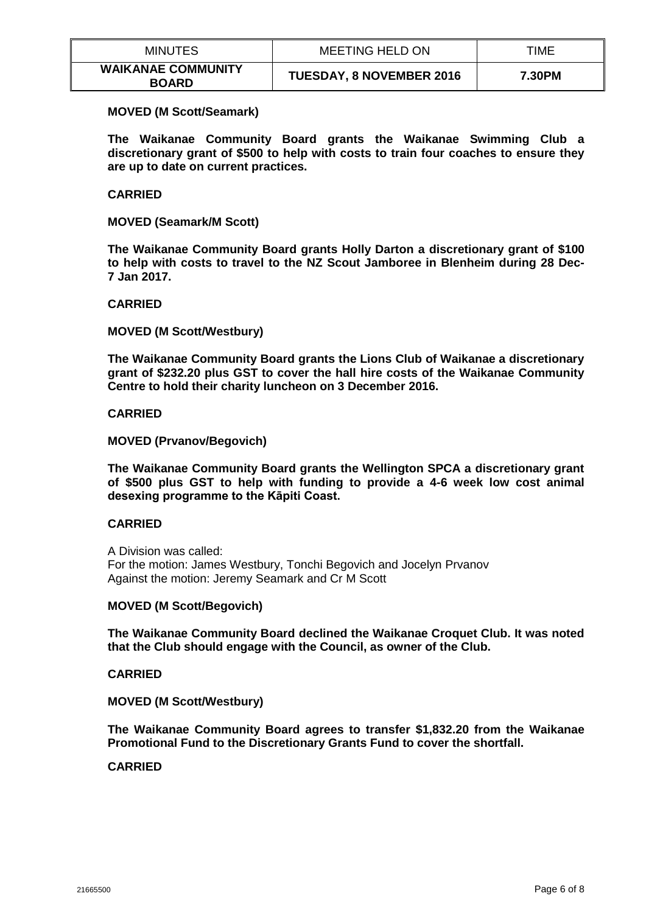**MOVED (M Scott/Seamark)**

**The Waikanae Community Board grants the Waikanae Swimming Club a discretionary grant of $500 to help with costs to train four coaches to ensure they are up to date on current practices.**

**CARRIED**

**MOVED (Seamark/M Scott)**

**The Waikanae Community Board grants Holly Darton a discretionary grant of $100 to help with costs to travel to the NZ Scout Jamboree in Blenheim during 28 Dec-7 Jan 2017.**

**CARRIED**

**MOVED (M Scott/Westbury)**

**The Waikanae Community Board grants the Lions Club of Waikanae a discretionary grant of $232.20 plus GST to cover the hall hire costs of the Waikanae Community Centre to hold their charity luncheon on 3 December 2016.**

**CARRIED**

**MOVED (Prvanov/Begovich)**

**The Waikanae Community Board grants the Wellington SPCA a discretionary grant of $500 plus GST to help with funding to provide a 4-6 week low cost animal desexing programme to the Kāpiti Coast.**

**CARRIED**

A Division was called:
For the motion: James Westbury, Tonchi Begovich and Jocelyn Prvanov
Against the motion: Jeremy Seamark and Cr M Scott

**MOVED (M Scott/Begovich)**

**The Waikanae Community Board declined the Waikanae Croquet Club. It was noted that the Club should engage with the Council, as owner of the Club.**

**CARRIED**

**MOVED (M Scott/Westbury)**

**The Waikanae Community Board agrees to transfer $1,832.20 from the Waikanae Promotional Fund to the Discretionary Grants Fund to cover the shortfall.**

**CARRIED**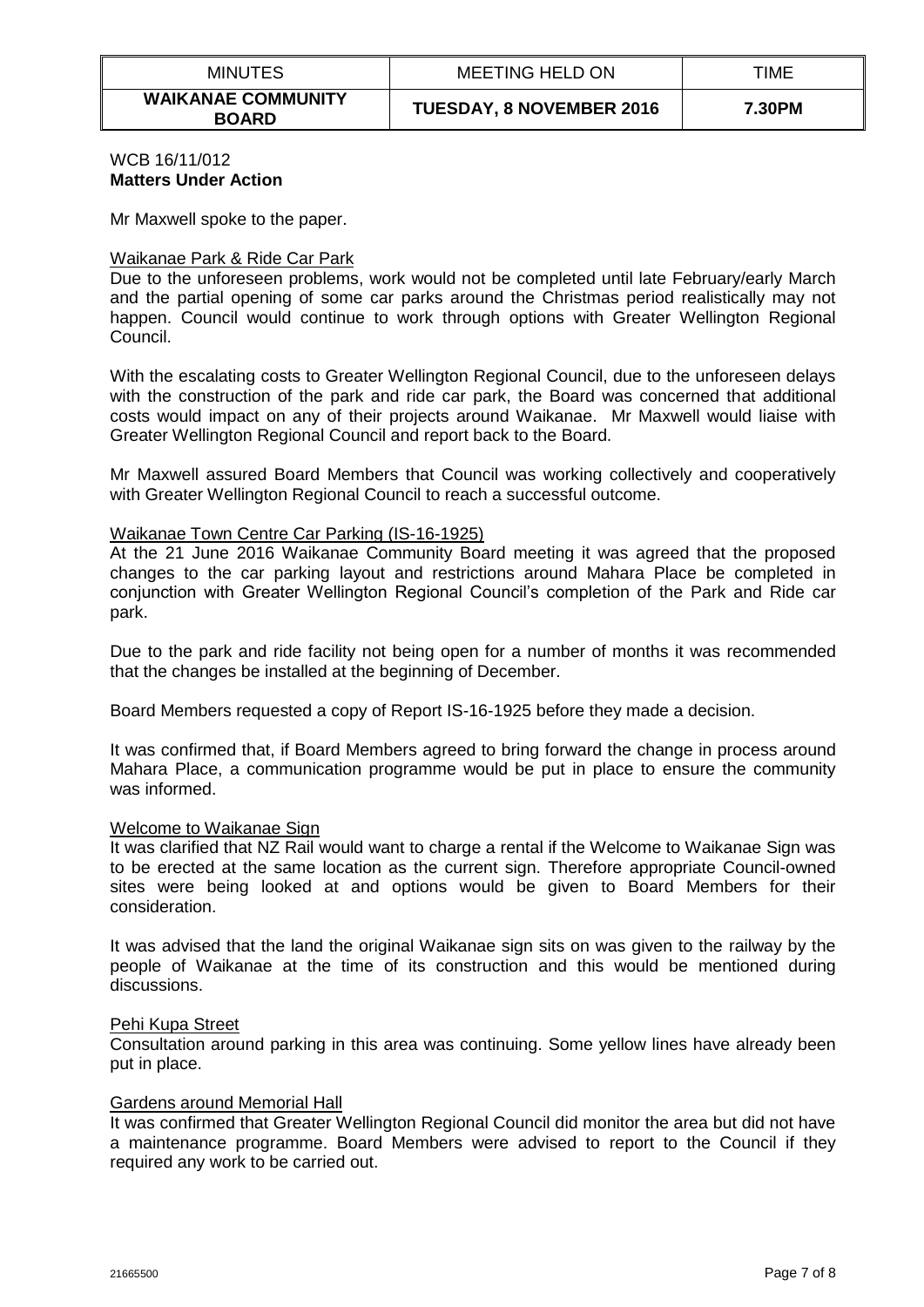WCB 16/11/012
**Matters Under Action**

Mr Maxwell spoke to the paper.

Waikanae Park & Ride Car Park

Due to the unforeseen problems, work would not be completed until late February/early March and the partial opening of some car parks around the Christmas period realistically may not happen. Council would continue to work through options with Greater Wellington Regional Council.

With the escalating costs to Greater Wellington Regional Council, due to the unforeseen delays with the construction of the park and ride car park, the Board was concerned that additional costs would impact on any of their projects around Waikanae. Mr Maxwell would liaise with Greater Wellington Regional Council and report back to the Board.

Mr Maxwell assured Board Members that Council was working collectively and cooperatively with Greater Wellington Regional Council to reach a successful outcome.

Waikanae Town Centre Car Parking (IS-16-1925)

At the 21 June 2016 Waikanae Community Board meeting it was agreed that the proposed changes to the car parking layout and restrictions around Mahara Place be completed in conjunction with Greater Wellington Regional Council's completion of the Park and Ride car park.

Due to the park and ride facility not being open for a number of months it was recommended that the changes be installed at the beginning of December.

Board Members requested a copy of Report IS-16-1925 before they made a decision.

It was confirmed that, if Board Members agreed to bring forward the change in process around Mahara Place, a communication programme would be put in place to ensure the community was informed.

Welcome to Waikanae Sign

It was clarified that NZ Rail would want to charge a rental if the Welcome to Waikanae Sign was to be erected at the same location as the current sign. Therefore appropriate Council-owned sites were being looked at and options would be given to Board Members for their consideration.

It was advised that the land the original Waikanae sign sits on was given to the railway by the people of Waikanae at the time of its construction and this would be mentioned during discussions.

Pehi Kupa Street

Consultation around parking in this area was continuing. Some yellow lines have already been put in place.

Gardens around Memorial Hall

It was confirmed that Greater Wellington Regional Council did monitor the area but did not have a maintenance programme. Board Members were advised to report to the Council if they required any work to be carried out.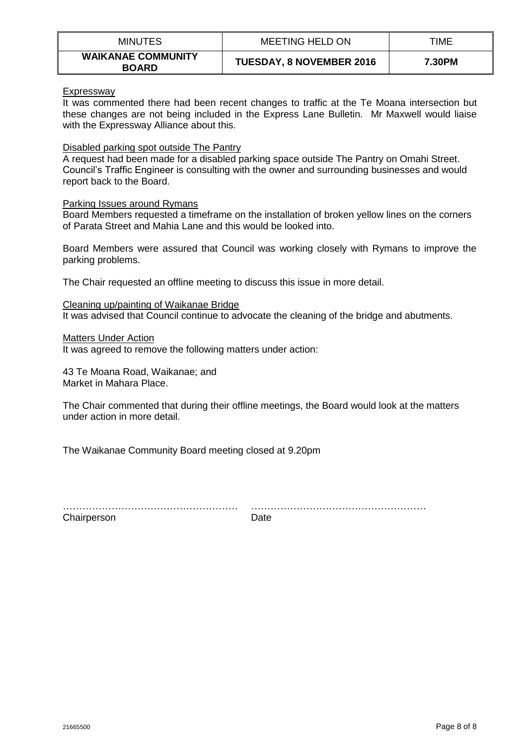Expressway

It was commented there had been recent changes to traffic at the Te Moana intersection but these changes are not being included in the Express Lane Bulletin. Mr Maxwell would liaise with the Expressway Alliance about this.

Disabled parking spot outside The Pantry

A request had been made for a disabled parking space outside The Pantry on Omahi Street. Council's Traffic Engineer is consulting with the owner and surrounding businesses and would report back to the Board.

Parking Issues around Rymans

Board Members requested a timeframe on the installation of broken yellow lines on the corners of Parata Street and Mahia Lane and this would be looked into.

Board Members were assured that Council was working closely with Rymans to improve the parking problems.

The Chair requested an offline meeting to discuss this issue in more detail.

Cleaning up/painting of Waikanae Bridge

It was advised that Council continue to advocate the cleaning of the bridge and abutments.

Matters Under Action

It was agreed to remove the following matters under action:

43 Te Moana Road, Waikanae; and
Market in Mahara Place.

The Chair commented that during their offline meetings, the Board would look at the matters under action in more detail.

The Waikanae Community Board meeting closed at 9.20pm

……………………………………………… ………………………………………………
Chairperson Date